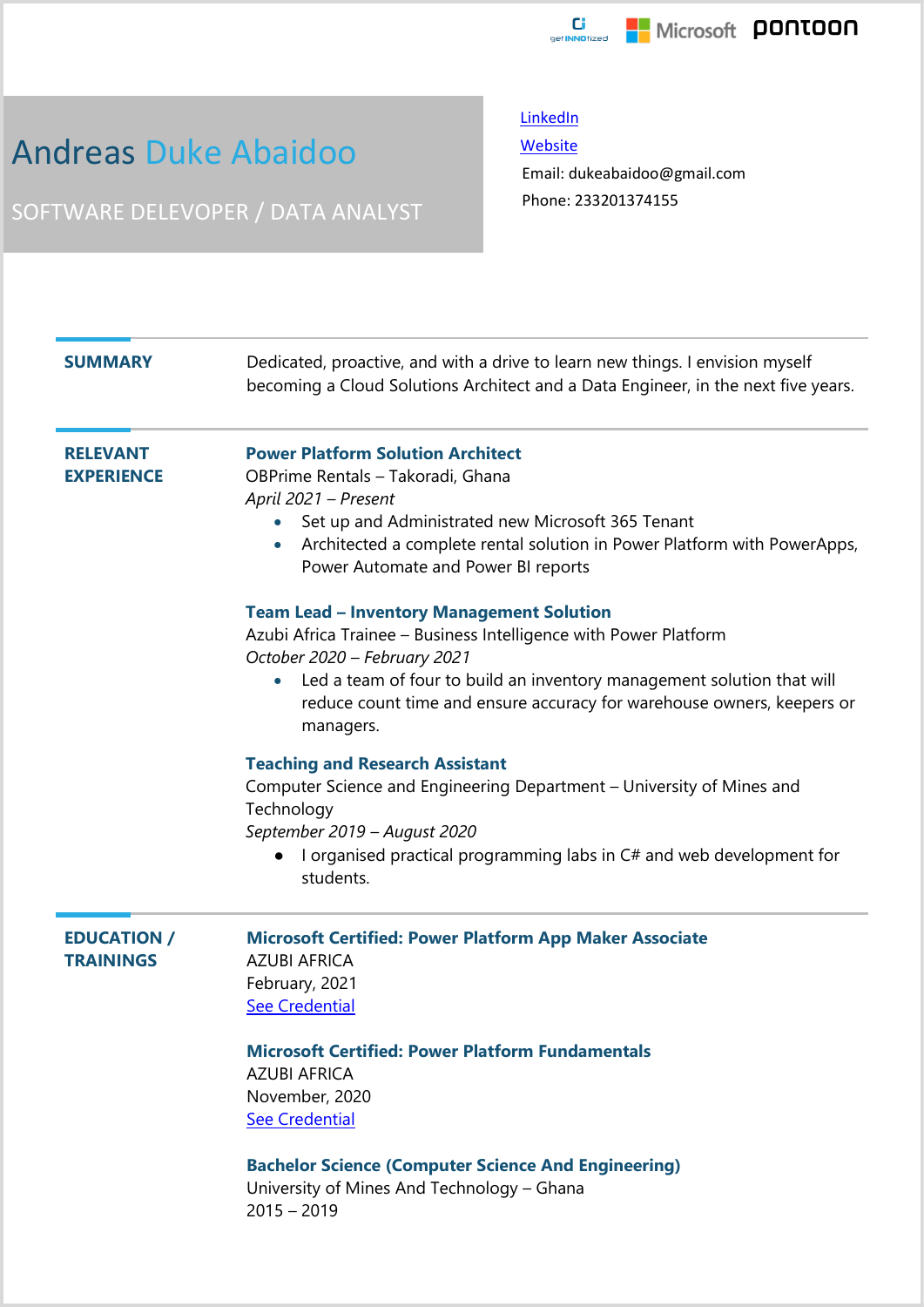# Andreas Duke Abaidoo

SOFTWARE DELEVOPER / DATA ANALYST

[LinkedIn]

[Website]

Email: dukeabaidoo@gmail.com

Phone: 233201374155

## SUMMARY

Dedicated, proactive, and with a drive to learn new things. I envision myself becoming a Cloud Solutions Architect and a Data Engineer, in the next five years.

## RELEVANT EXPERIENCE

### Power Platform Solution Architect

OBPrime Rentals – Takoradi, Ghana

*April 2021 – Present*

- Set up and Administrated new Microsoft 365 Tenant
- Architected a complete rental solution in Power Platform with PowerApps, Power Automate and Power BI reports

### Team Lead – Inventory Management Solution

Azubi Africa Trainee – Business Intelligence with Power Platform

*October 2020 – February 2021*

- Led a team of four to build an inventory management solution that will reduce count time and ensure accuracy for warehouse owners, keepers or managers.

### Teaching and Research Assistant

Computer Science and Engineering Department – University of Mines and Technology

*September 2019 – August 2020*

- I organised practical programming labs in C# and web development for students.

## EDUCATION / TRAININGS

### Microsoft Certified: Power Platform App Maker Associate

AZUBI AFRICA

February, 2021

See Credential

### Microsoft Certified: Power Platform Fundamentals

AZUBI AFRICA

November, 2020

See Credential

### Bachelor Science (Computer Science And Engineering)

University of Mines And Technology – Ghana

2015 – 2019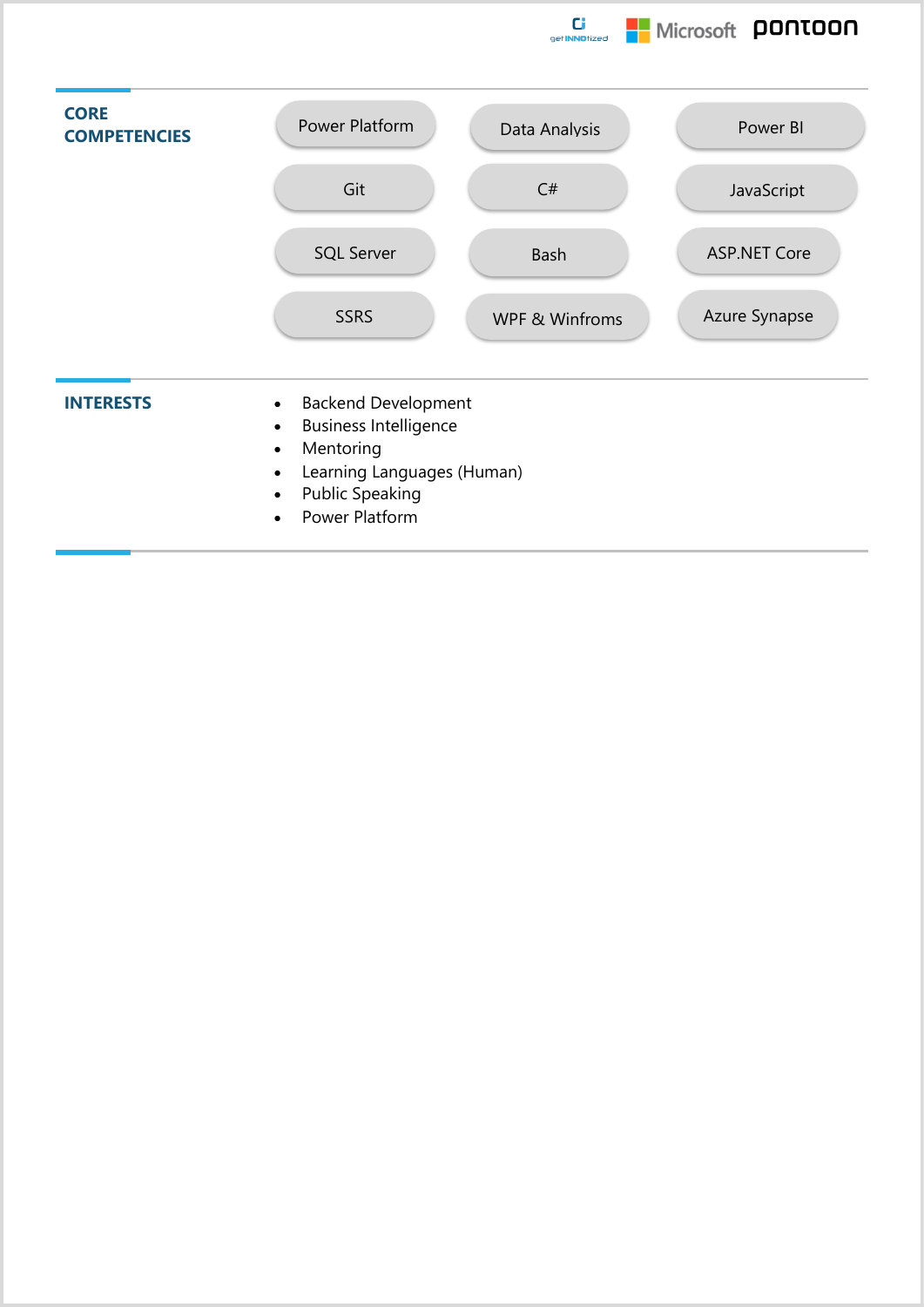## CORE COMPETENCIES

| | | |
|---|---|---|
| Power Platform | Data Analysis | Power BI |
| Git | C# | JavaScript |
| SQL Server | Bash | ASP.NET Core |
| SSRS | WPF & Winfroms | Azure Synapse |

## INTERESTS

- Backend Development
- Business Intelligence
- Mentoring
- Learning Languages (Human)
- Public Speaking
- Power Platform